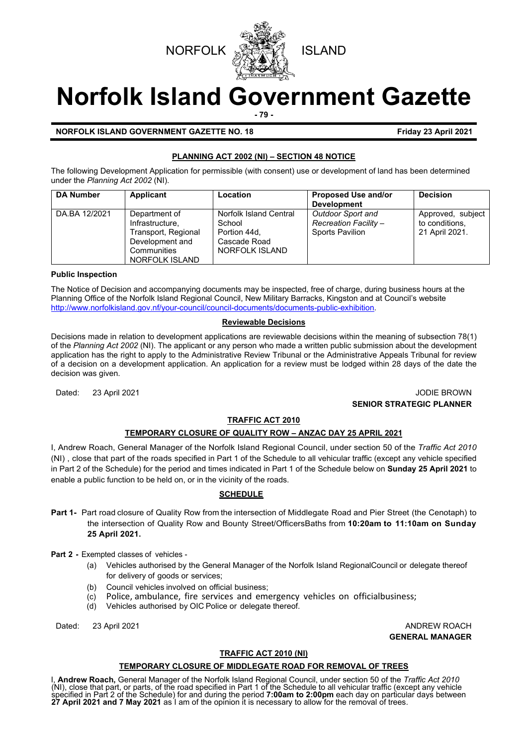NORFOLK ISLAND

# Norfolk Island Government Gazette

**NORFOLK ISLAND GOVERNMENT GAZETTE NO. 18** **Friday 23 April 2021**

## PLANNING ACT 2002 (NI) – SECTION 48 NOTICE

The following Development Application for permissible (with consent) use or development of land has been determined under the *Planning Act 2002* (NI).

| DA Number | Applicant | Location | Proposed Use and/or Development | Decision |
|---|---|---|---|---|
| DA.BA 12/2021 | Department of Infrastructure, Transport, Regional Development and Communities NORFOLK ISLAND | Norfolk Island Central School Portion 44d, Cascade Road NORFOLK ISLAND | *Outdoor Sport and Recreation Facility* – Sports Pavilion | Approved, subject to conditions, 21 April 2021. |

**Public Inspection**

The Notice of Decision and accompanying documents may be inspected, free of charge, during business hours at the Planning Office of the Norfolk Island Regional Council, New Military Barracks, Kingston and at Council's website http://www.norfolkisland.gov.nf/your-council/council-documents/documents-public-exhibition.

**Reviewable Decisions**

Decisions made in relation to development applications are reviewable decisions within the meaning of subsection 78(1) of the *Planning Act 2002* (NI). The applicant or any person who made a written public submission about the development application has the right to apply to the Administrative Review Tribunal or the Administrative Appeals Tribunal for review of a decision on a development application. An application for a review must be lodged within 28 days of the date the decision was given.

Dated: 23 April 2021

JODIE BROWN
**SENIOR STRATEGIC PLANNER**

## TRAFFIC ACT 2010

### TEMPORARY CLOSURE OF QUALITY ROW – ANZAC DAY 25 APRIL 2021

I, Andrew Roach, General Manager of the Norfolk Island Regional Council, under section 50 of the *Traffic Act 2010* (NI) , close that part of the roads specified in Part 1 of the Schedule to all vehicular traffic (except any vehicle specified in Part 2 of the Schedule) for the period and times indicated in Part 1 of the Schedule below on **Sunday 25 April 2021** to enable a public function to be held on, or in the vicinity of the roads.

**SCHEDULE**

**Part 1-** Part road closure of Quality Row from the intersection of Middlegate Road and Pier Street (the Cenotaph) to the intersection of Quality Row and Bounty Street/OfficersBaths from **10:20am to 11:10am on Sunday 25 April 2021.**

**Part 2 -** Exempted classes of vehicles -

(a) Vehicles authorised by the General Manager of the Norfolk Island RegionalCouncil or delegate thereof for delivery of goods or services;
(b) Council vehicles involved on official business;
(c) Police, ambulance, fire services and emergency vehicles on officialbusiness;
(d) Vehicles authorised by OIC Police or delegate thereof.

Dated: 23 April 2021

ANDREW ROACH
**GENERAL MANAGER**

## TRAFFIC ACT 2010 (NI)

### TEMPORARY CLOSURE OF MIDDLEGATE ROAD FOR REMOVAL OF TREES

I, **Andrew Roach,** General Manager of the Norfolk Island Regional Council, under section 50 of the *Traffic Act 2010* (NI), close that part, or parts, of the road specified in Part 1 of the Schedule to all vehicular traffic (except any vehicle specified in Part 2 of the Schedule) for and during the period **7:00am to 2:00pm** each day on particular days between **27 April 2021 and 7 May 2021** as I am of the opinion it is necessary to allow for the removal of trees.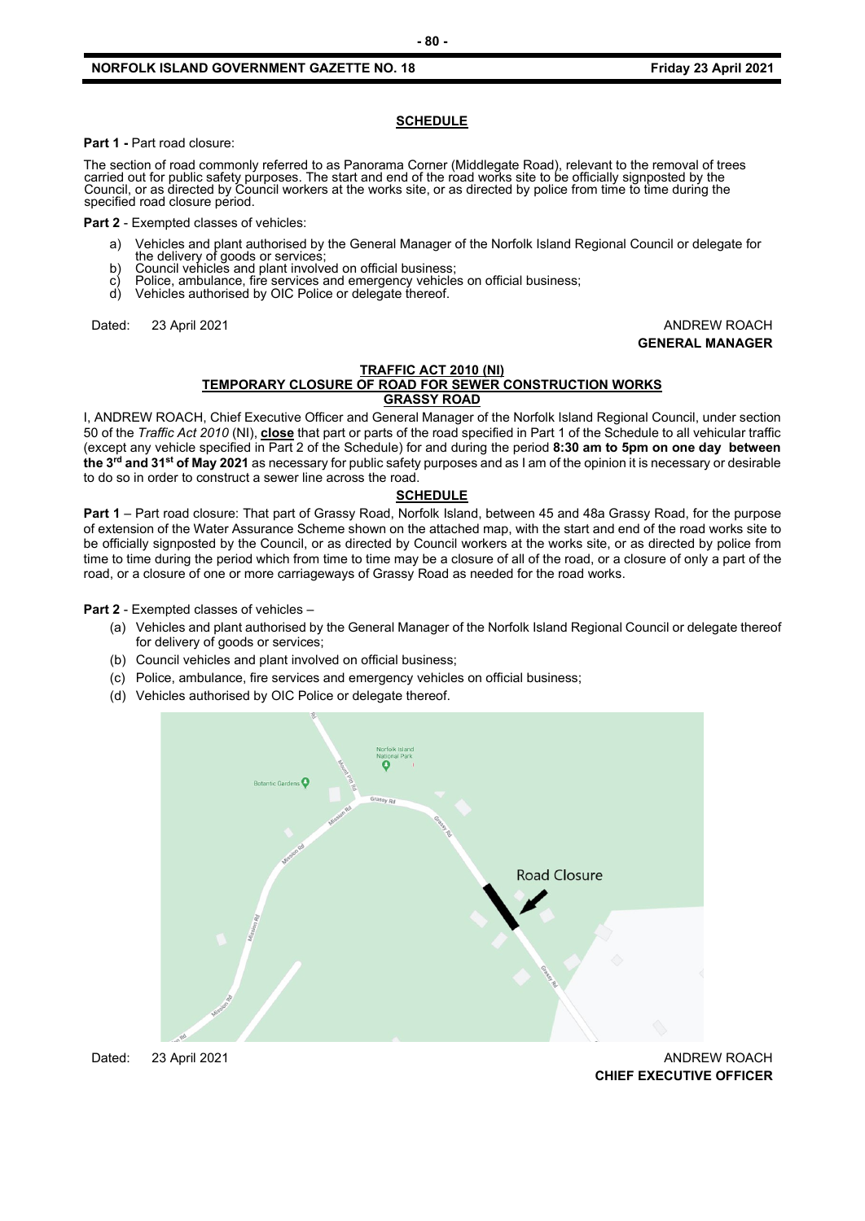**SCHEDULE**

**Part 1 -** Part road closure:

The section of road commonly referred to as Panorama Corner (Middlegate Road), relevant to the removal of trees carried out for public safety purposes. The start and end of the road works site to be officially signposted by the Council, or as directed by Council workers at the works site, or as directed by police from time to time during the specified road closure period.

**Part 2** - Exempted classes of vehicles:

a) Vehicles and plant authorised by the General Manager of the Norfolk Island Regional Council or delegate for the delivery of goods or services;
b) Council vehicles and plant involved on official business;
c) Police, ambulance, fire services and emergency vehicles on official business;
d) Vehicles authorised by OIC Police or delegate thereof.

Dated: 23 April 2021

ANDREW ROACH
**GENERAL MANAGER**

**TRAFFIC ACT 2010 (NI)**
**TEMPORARY CLOSURE OF ROAD FOR SEWER CONSTRUCTION WORKS**
**GRASSY ROAD**

I, ANDREW ROACH, Chief Executive Officer and General Manager of the Norfolk Island Regional Council, under section 50 of the *Traffic Act 2010* (NI), **close** that part or parts of the road specified in Part 1 of the Schedule to all vehicular traffic (except any vehicle specified in Part 2 of the Schedule) for and during the period **8:30 am to 5pm on one day between the 3rd and 31st of May 2021** as necessary for public safety purposes and as I am of the opinion it is necessary or desirable to do so in order to construct a sewer line across the road.

**SCHEDULE**

**Part 1** – Part road closure: That part of Grassy Road, Norfolk Island, between 45 and 48a Grassy Road, for the purpose of extension of the Water Assurance Scheme shown on the attached map, with the start and end of the road works site to be officially signposted by the Council, or as directed by Council workers at the works site, or as directed by police from time to time during the period which from time to time may be a closure of all of the road, or a closure of only a part of the road, or a closure of one or more carriageways of Grassy Road as needed for the road works.

**Part 2** - Exempted classes of vehicles –

(a) Vehicles and plant authorised by the General Manager of the Norfolk Island Regional Council or delegate thereof for delivery of goods or services;
(b) Council vehicles and plant involved on official business;
(c) Police, ambulance, fire services and emergency vehicles on official business;
(d) Vehicles authorised by OIC Police or delegate thereof.

Norfolk Island National Park
Botanic Gardens
Mount Pitt Rd
Grassy Rd
Mission Rd
Road Closure

Dated: 23 April 2021

ANDREW ROACH
**CHIEF EXECUTIVE OFFICER**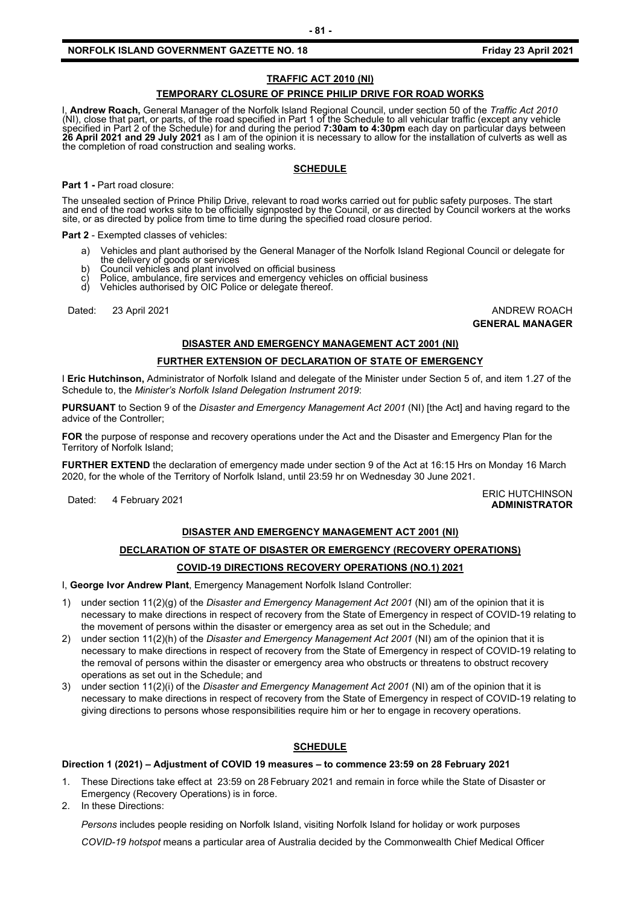## TRAFFIC ACT 2010 (NI)

### TEMPORARY CLOSURE OF PRINCE PHILIP DRIVE FOR ROAD WORKS

I, **Andrew Roach,** General Manager of the Norfolk Island Regional Council, under section 50 of the *Traffic Act 2010* (NI), close that part, or parts, of the road specified in Part 1 of the Schedule to all vehicular traffic (except any vehicle specified in Part 2 of the Schedule) for and during the period **7:30am to 4:30pm** each day on particular days between **26 April 2021 and 29 July 2021** as I am of the opinion it is necessary to allow for the installation of culverts as well as the completion of road construction and sealing works.

### SCHEDULE

**Part 1 -** Part road closure:

The unsealed section of Prince Philip Drive, relevant to road works carried out for public safety purposes. The start and end of the road works site to be officially signposted by the Council, or as directed by Council workers at the works site, or as directed by police from time to time during the specified road closure period.

**Part 2** - Exempted classes of vehicles:

a) Vehicles and plant authorised by the General Manager of the Norfolk Island Regional Council or delegate for the delivery of goods or services
b) Council vehicles and plant involved on official business
c) Police, ambulance, fire services and emergency vehicles on official business
d) Vehicles authorised by OIC Police or delegate thereof.

Dated: 23 April 2021

ANDREW ROACH
**GENERAL MANAGER**

## DISASTER AND EMERGENCY MANAGEMENT ACT 2001 (NI)

### FURTHER EXTENSION OF DECLARATION OF STATE OF EMERGENCY

I **Eric Hutchinson,** Administrator of Norfolk Island and delegate of the Minister under Section 5 of, and item 1.27 of the Schedule to, the *Minister's Norfolk Island Delegation Instrument 2019*:

**PURSUANT** to Section 9 of the *Disaster and Emergency Management Act 2001* (NI) [the Act] and having regard to the advice of the Controller;

**FOR** the purpose of response and recovery operations under the Act and the Disaster and Emergency Plan for the Territory of Norfolk Island;

**FURTHER EXTEND** the declaration of emergency made under section 9 of the Act at 16:15 Hrs on Monday 16 March 2020, for the whole of the Territory of Norfolk Island, until 23:59 hr on Wednesday 30 June 2021.

Dated: 4 February 2021

ERIC HUTCHINSON
**ADMINISTRATOR**

## DISASTER AND EMERGENCY MANAGEMENT ACT 2001 (NI)

### DECLARATION OF STATE OF DISASTER OR EMERGENCY (RECOVERY OPERATIONS)

### COVID-19 DIRECTIONS RECOVERY OPERATIONS (NO.1) 2021

I, **George Ivor Andrew Plant**, Emergency Management Norfolk Island Controller:

1) under section 11(2)(g) of the *Disaster and Emergency Management Act 2001* (NI) am of the opinion that it is necessary to make directions in respect of recovery from the State of Emergency in respect of COVID-19 relating to the movement of persons within the disaster or emergency area as set out in the Schedule; and
2) under section 11(2)(h) of the *Disaster and Emergency Management Act 2001* (NI) am of the opinion that it is necessary to make directions in respect of recovery from the State of Emergency in respect of COVID-19 relating to the removal of persons within the disaster or emergency area who obstructs or threatens to obstruct recovery operations as set out in the Schedule; and
3) under section 11(2)(i) of the *Disaster and Emergency Management Act 2001* (NI) am of the opinion that it is necessary to make directions in respect of recovery from the State of Emergency in respect of COVID-19 relating to giving directions to persons whose responsibilities require him or her to engage in recovery operations.

### SCHEDULE

**Direction 1 (2021) – Adjustment of COVID 19 measures – to commence 23:59 on 28 February 2021**

1. These Directions take effect at 23:59 on 28 February 2021 and remain in force while the State of Disaster or Emergency (Recovery Operations) is in force.
2. In these Directions:

   *Persons* includes people residing on Norfolk Island, visiting Norfolk Island for holiday or work purposes

   *COVID-19 hotspot* means a particular area of Australia decided by the Commonwealth Chief Medical Officer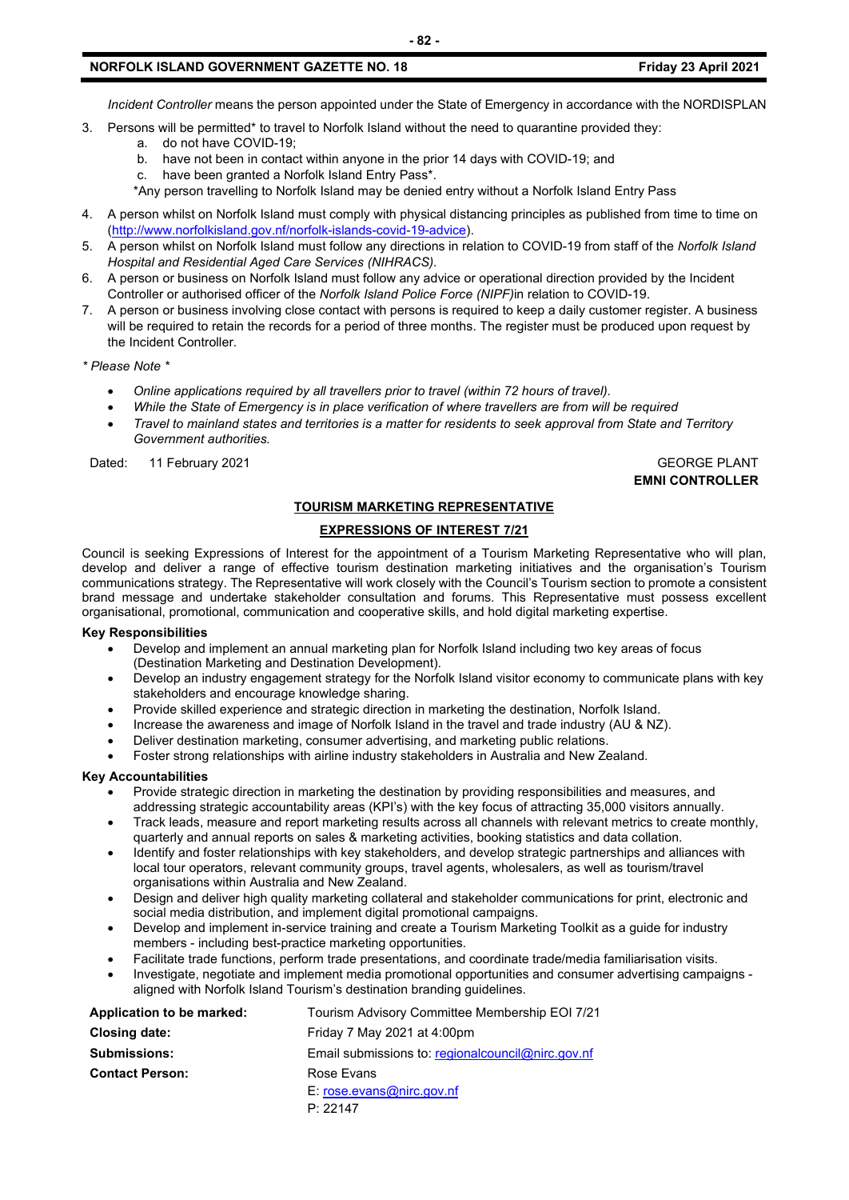*Incident Controller* means the person appointed under the State of Emergency in accordance with the NORDISPLAN

3. Persons will be permitted* to travel to Norfolk Island without the need to quarantine provided they:
    a. do not have COVID-19;
    b. have not been in contact within anyone in the prior 14 days with COVID-19; and
    c. have been granted a Norfolk Island Entry Pass*.

    *Any person travelling to Norfolk Island may be denied entry without a Norfolk Island Entry Pass
4. A person whilst on Norfolk Island must comply with physical distancing principles as published from time to time on (http://www.norfolkisland.gov.nf/norfolk-islands-covid-19-advice).
5. A person whilst on Norfolk Island must follow any directions in relation to COVID-19 from staff of the *Norfolk Island Hospital and Residential Aged Care Services (NIHRACS).*
6. A person or business on Norfolk Island must follow any advice or operational direction provided by the Incident Controller or authorised officer of the *Norfolk Island Police Force (NIPF)*in relation to COVID-19.
7. A person or business involving close contact with persons is required to keep a daily customer register. A business will be required to retain the records for a period of three months. The register must be produced upon request by the Incident Controller.

*\* Please Note \**

- *Online applications required by all travellers prior to travel (within 72 hours of travel).*
- *While the State of Emergency is in place verification of where travellers are from will be required*
- *Travel to mainland states and territories is a matter for residents to seek approval from State and Territory Government authorities.*

Dated: 11 February 2021

GEORGE PLANT
**EMNI CONTROLLER**

## TOURISM MARKETING REPRESENTATIVE

## EXPRESSIONS OF INTEREST 7/21

Council is seeking Expressions of Interest for the appointment of a Tourism Marketing Representative who will plan, develop and deliver a range of effective tourism destination marketing initiatives and the organisation's Tourism communications strategy. The Representative will work closely with the Council's Tourism section to promote a consistent brand message and undertake stakeholder consultation and forums. This Representative must possess excellent organisational, promotional, communication and cooperative skills, and hold digital marketing expertise.

**Key Responsibilities**

- Develop and implement an annual marketing plan for Norfolk Island including two key areas of focus (Destination Marketing and Destination Development).
- Develop an industry engagement strategy for the Norfolk Island visitor economy to communicate plans with key stakeholders and encourage knowledge sharing.
- Provide skilled experience and strategic direction in marketing the destination, Norfolk Island.
- Increase the awareness and image of Norfolk Island in the travel and trade industry (AU & NZ).
- Deliver destination marketing, consumer advertising, and marketing public relations.
- Foster strong relationships with airline industry stakeholders in Australia and New Zealand.

**Key Accountabilities**

- Provide strategic direction in marketing the destination by providing responsibilities and measures, and addressing strategic accountability areas (KPI's) with the key focus of attracting 35,000 visitors annually.
- Track leads, measure and report marketing results across all channels with relevant metrics to create monthly, quarterly and annual reports on sales & marketing activities, booking statistics and data collation.
- Identify and foster relationships with key stakeholders, and develop strategic partnerships and alliances with local tour operators, relevant community groups, travel agents, wholesalers, as well as tourism/travel organisations within Australia and New Zealand.
- Design and deliver high quality marketing collateral and stakeholder communications for print, electronic and social media distribution, and implement digital promotional campaigns.
- Develop and implement in-service training and create a Tourism Marketing Toolkit as a guide for industry members - including best-practice marketing opportunities.
- Facilitate trade functions, perform trade presentations, and coordinate trade/media familiarisation visits.
- Investigate, negotiate and implement media promotional opportunities and consumer advertising campaigns - aligned with Norfolk Island Tourism's destination branding guidelines.

| | |
|---|---|
| **Application to be marked:** | Tourism Advisory Committee Membership EOI 7/21 |
| **Closing date:** | Friday 7 May 2021 at 4:00pm |
| **Submissions:** | Email submissions to: regionalcouncil@nirc.gov.nf |
| **Contact Person:** | Rose Evans<br>E: rose.evans@nirc.gov.nf<br>P: 22147 |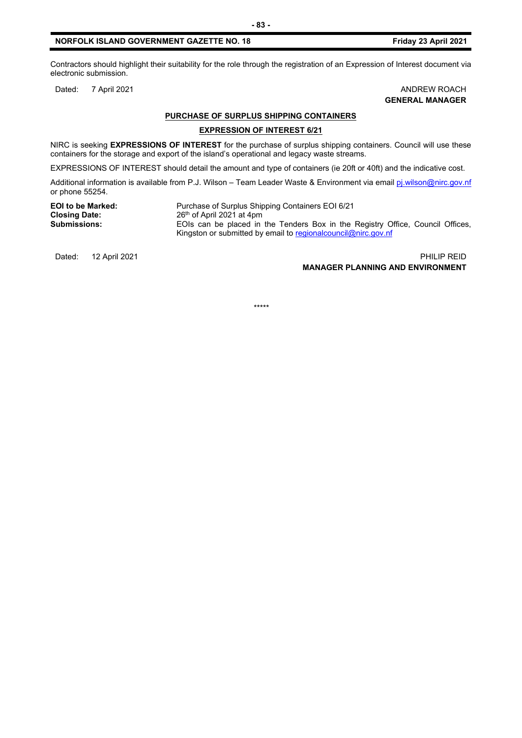Contractors should highlight their suitability for the role through the registration of an Expression of Interest document via electronic submission.

Dated: 7 April 2021

ANDREW ROACH
**GENERAL MANAGER**

## PURCHASE OF SURPLUS SHIPPING CONTAINERS

### EXPRESSION OF INTEREST 6/21

NIRC is seeking **EXPRESSIONS OF INTEREST** for the purchase of surplus shipping containers. Council will use these containers for the storage and export of the island's operational and legacy waste streams.

EXPRESSIONS OF INTEREST should detail the amount and type of containers (ie 20ft or 40ft) and the indicative cost.

Additional information is available from P.J. Wilson – Team Leader Waste & Environment via email pj.wilson@nirc.gov.nf or phone 55254.

| | |
|---|---|
| **EOI to be Marked:** | Purchase of Surplus Shipping Containers EOI 6/21 |
| **Closing Date:** | 26th of April 2021 at 4pm |
| **Submissions:** | EOIs can be placed in the Tenders Box in the Registry Office, Council Offices, Kingston or submitted by email to regionalcouncil@nirc.gov.nf |

Dated: 12 April 2021

PHILIP REID
**MANAGER PLANNING AND ENVIRONMENT**

*****